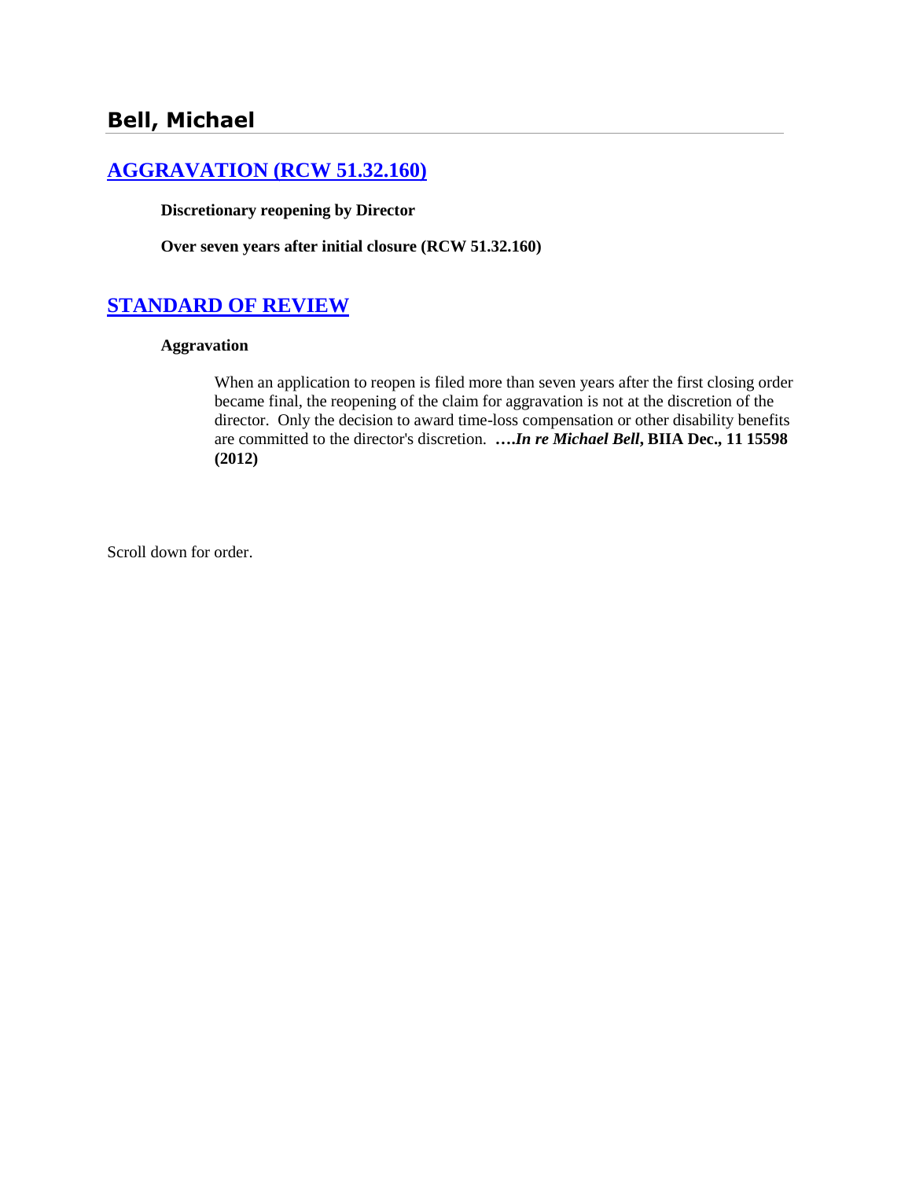## Bell, Michael

### [AGGRAVATION (RCW 51.32.160)]

**Discretionary reopening by Director**

**Over seven years after initial closure (RCW 51.32.160)**

### [STANDARD OF REVIEW]

**Aggravation**

> When an application to reopen is filed more than seven years after the first closing order became final, the reopening of the claim for aggravation is not at the discretion of the director. Only the decision to award time-loss compensation or other disability benefits are committed to the director's discretion. ***….In re Michael Bell*, BIIA Dec., 11 15598 (2012)**

Scroll down for order.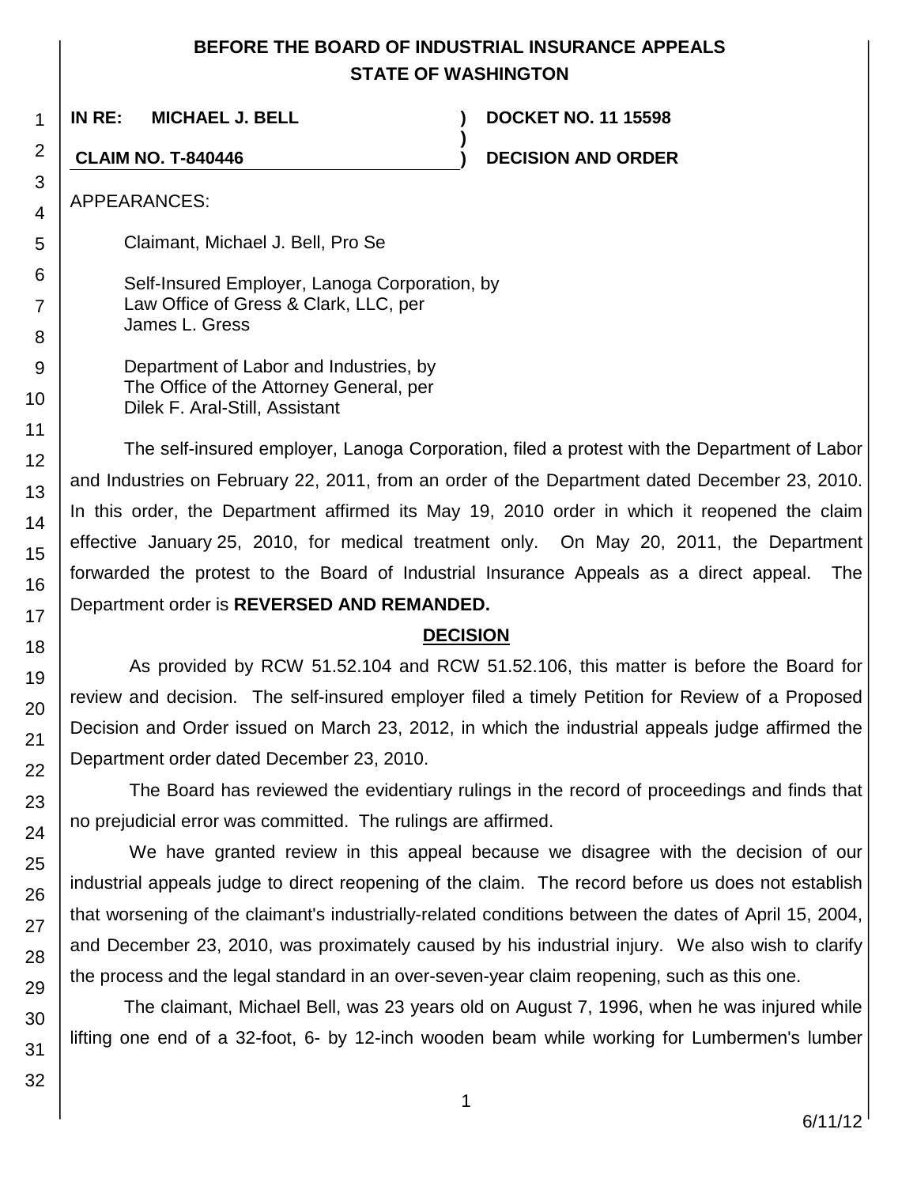**BEFORE THE BOARD OF INDUSTRIAL INSURANCE APPEALS**
**STATE OF WASHINGTON**

| | | |
|---|---|---|
| **IN RE: MICHAEL J. BELL** | **)** | **DOCKET NO. 11 15598** |
| | **)** | |
| **CLAIM NO. T-840446** | **)** | **DECISION AND ORDER** |

APPEARANCES:

Claimant, Michael J. Bell, Pro Se

Self-Insured Employer, Lanoga Corporation, by
Law Office of Gress & Clark, LLC, per
James L. Gress

Department of Labor and Industries, by
The Office of the Attorney General, per
Dilek F. Aral-Still, Assistant

The self-insured employer, Lanoga Corporation, filed a protest with the Department of Labor and Industries on February 22, 2011, from an order of the Department dated December 23, 2010. In this order, the Department affirmed its May 19, 2010 order in which it reopened the claim effective January 25, 2010, for medical treatment only. On May 20, 2011, the Department forwarded the protest to the Board of Industrial Insurance Appeals as a direct appeal. The Department order is **REVERSED AND REMANDED.**

## DECISION

As provided by RCW 51.52.104 and RCW 51.52.106, this matter is before the Board for review and decision. The self-insured employer filed a timely Petition for Review of a Proposed Decision and Order issued on March 23, 2012, in which the industrial appeals judge affirmed the Department order dated December 23, 2010.

The Board has reviewed the evidentiary rulings in the record of proceedings and finds that no prejudicial error was committed. The rulings are affirmed.

We have granted review in this appeal because we disagree with the decision of our industrial appeals judge to direct reopening of the claim. The record before us does not establish that worsening of the claimant's industrially-related conditions between the dates of April 15, 2004, and December 23, 2010, was proximately caused by his industrial injury. We also wish to clarify the process and the legal standard in an over-seven-year claim reopening, such as this one.

The claimant, Michael Bell, was 23 years old on August 7, 1996, when he was injured while lifting one end of a 32-foot, 6- by 12-inch wooden beam while working for Lumbermen's lumber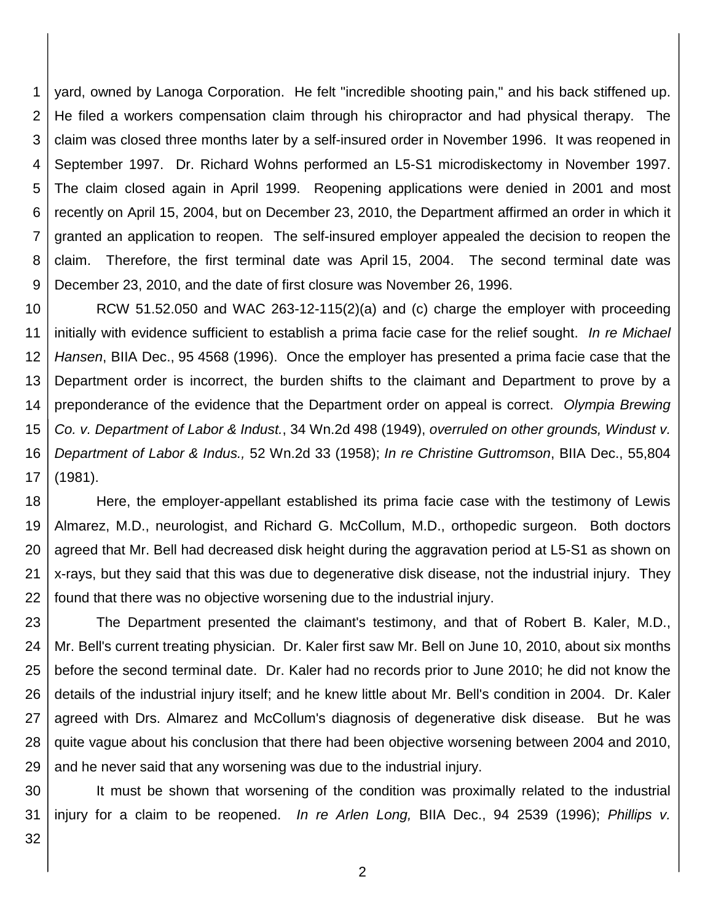yard, owned by Lanoga Corporation. He felt "incredible shooting pain," and his back stiffened up. He filed a workers compensation claim through his chiropractor and had physical therapy. The claim was closed three months later by a self-insured order in November 1996. It was reopened in September 1997. Dr. Richard Wohns performed an L5-S1 microdiskectomy in November 1997. The claim closed again in April 1999. Reopening applications were denied in 2001 and most recently on April 15, 2004, but on December 23, 2010, the Department affirmed an order in which it granted an application to reopen. The self-insured employer appealed the decision to reopen the claim. Therefore, the first terminal date was April 15, 2004. The second terminal date was December 23, 2010, and the date of first closure was November 26, 1996.

RCW 51.52.050 and WAC 263-12-115(2)(a) and (c) charge the employer with proceeding initially with evidence sufficient to establish a prima facie case for the relief sought. *In re Michael Hansen*, BIIA Dec., 95 4568 (1996). Once the employer has presented a prima facie case that the Department order is incorrect, the burden shifts to the claimant and Department to prove by a preponderance of the evidence that the Department order on appeal is correct. *Olympia Brewing Co. v. Department of Labor & Indust.*, 34 Wn.2d 498 (1949), *overruled on other grounds, Windust v. Department of Labor & Indus.,* 52 Wn.2d 33 (1958); *In re Christine Guttromson*, BIIA Dec., 55,804 (1981).

Here, the employer-appellant established its prima facie case with the testimony of Lewis Almarez, M.D., neurologist, and Richard G. McCollum, M.D., orthopedic surgeon. Both doctors agreed that Mr. Bell had decreased disk height during the aggravation period at L5-S1 as shown on x-rays, but they said that this was due to degenerative disk disease, not the industrial injury. They found that there was no objective worsening due to the industrial injury.

The Department presented the claimant's testimony, and that of Robert B. Kaler, M.D., Mr. Bell's current treating physician. Dr. Kaler first saw Mr. Bell on June 10, 2010, about six months before the second terminal date. Dr. Kaler had no records prior to June 2010; he did not know the details of the industrial injury itself; and he knew little about Mr. Bell's condition in 2004. Dr. Kaler agreed with Drs. Almarez and McCollum's diagnosis of degenerative disk disease. But he was quite vague about his conclusion that there had been objective worsening between 2004 and 2010, and he never said that any worsening was due to the industrial injury.

It must be shown that worsening of the condition was proximally related to the industrial injury for a claim to be reopened. *In re Arlen Long,* BIIA Dec., 94 2539 (1996); *Phillips v.*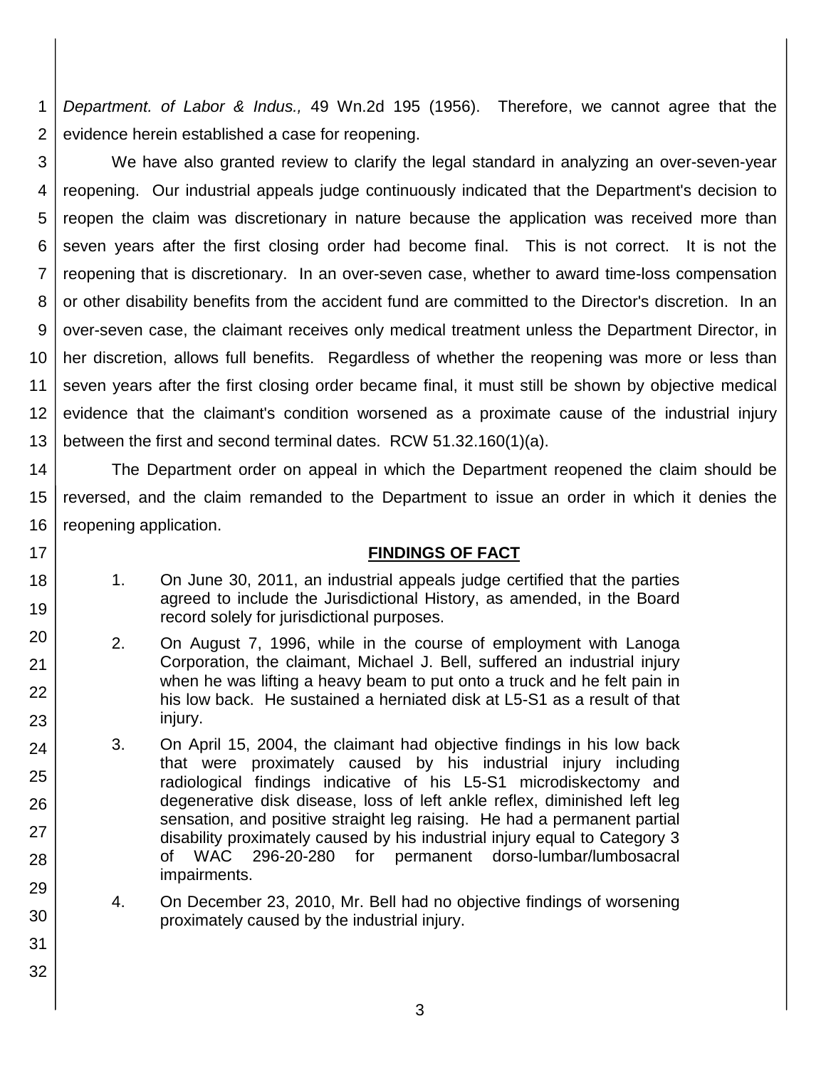*Department. of Labor & Indus.,* 49 Wn.2d 195 (1956). Therefore, we cannot agree that the evidence herein established a case for reopening.

We have also granted review to clarify the legal standard in analyzing an over-seven-year reopening. Our industrial appeals judge continuously indicated that the Department's decision to reopen the claim was discretionary in nature because the application was received more than seven years after the first closing order had become final. This is not correct. It is not the reopening that is discretionary. In an over-seven case, whether to award time-loss compensation or other disability benefits from the accident fund are committed to the Director's discretion. In an over-seven case, the claimant receives only medical treatment unless the Department Director, in her discretion, allows full benefits. Regardless of whether the reopening was more or less than seven years after the first closing order became final, it must still be shown by objective medical evidence that the claimant's condition worsened as a proximate cause of the industrial injury between the first and second terminal dates. RCW 51.32.160(1)(a).

The Department order on appeal in which the Department reopened the claim should be reversed, and the claim remanded to the Department to issue an order in which it denies the reopening application.

## FINDINGS OF FACT

1. On June 30, 2011, an industrial appeals judge certified that the parties agreed to include the Jurisdictional History, as amended, in the Board record solely for jurisdictional purposes.

2. On August 7, 1996, while in the course of employment with Lanoga Corporation, the claimant, Michael J. Bell, suffered an industrial injury when he was lifting a heavy beam to put onto a truck and he felt pain in his low back. He sustained a herniated disk at L5-S1 as a result of that injury.

3. On April 15, 2004, the claimant had objective findings in his low back that were proximately caused by his industrial injury including radiological findings indicative of his L5-S1 microdiskectomy and degenerative disk disease, loss of left ankle reflex, diminished left leg sensation, and positive straight leg raising. He had a permanent partial disability proximately caused by his industrial injury equal to Category 3 of WAC 296-20-280 for permanent dorso-lumbar/lumbosacral impairments.

4. On December 23, 2010, Mr. Bell had no objective findings of worsening proximately caused by the industrial injury.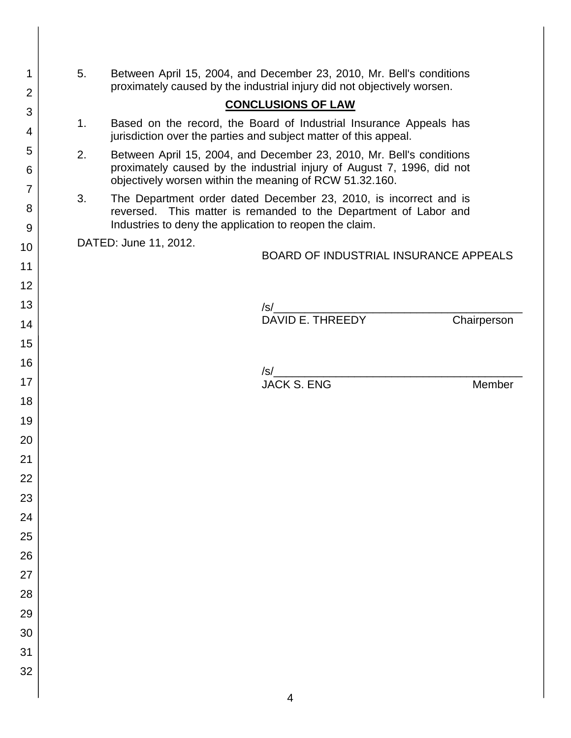5. Between April 15, 2004, and December 23, 2010, Mr. Bell's conditions proximately caused by the industrial injury did not objectively worsen.

## CONCLUSIONS OF LAW

1. Based on the record, the Board of Industrial Insurance Appeals has jurisdiction over the parties and subject matter of this appeal.
2. Between April 15, 2004, and December 23, 2010, Mr. Bell's conditions proximately caused by the industrial injury of August 7, 1996, did not objectively worsen within the meaning of RCW 51.32.160.
3. The Department order dated December 23, 2010, is incorrect and is reversed. This matter is remanded to the Department of Labor and Industries to deny the application to reopen the claim.

DATED: June 11, 2012.

BOARD OF INDUSTRIAL INSURANCE APPEALS

/s/________________________________________
DAVID E. THREEDY Chairperson

/s/________________________________________
JACK S. ENG Member